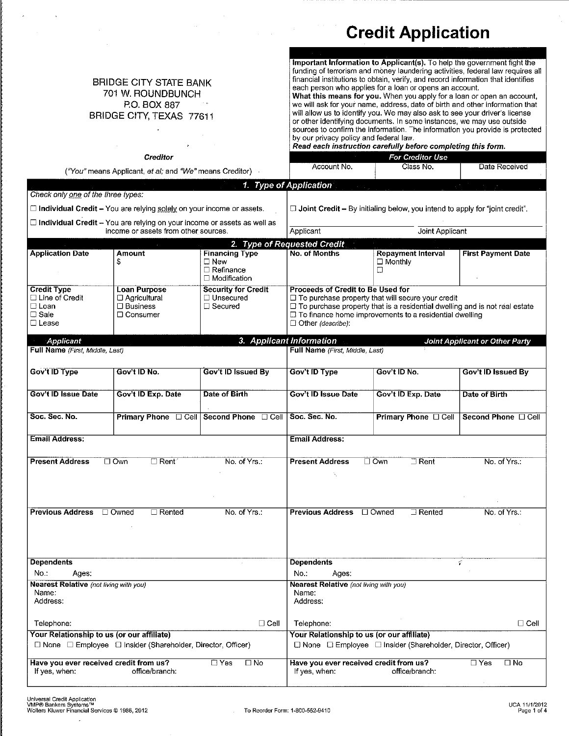# Credit Application

BRIDGE CITY STATE BANK
701 W. ROUNDBUNCH
P.O. BOX 887
BRIDGE CITY, TEXAS 77611

***Creditor***

("*You*" means Applicant, *et al*; and "*We*" means Creditor)

**Important Information to Applicant(s).** To help the government fight the funding of terrorism and money laundering activities, federal law requires all financial institutions to obtain, verify, and record information that identifies each person who applies for a loan or opens an account.
**What this means for you.** When you apply for a loan or open an account, we will ask for your name, address, date of birth and other information that will allow us to identify you. We may also ask to see your driver's license or other identifying documents. In some instances, we may use outside sources to confirm the information. The information you provide is protected by our privacy policy and federal law.
***Read each instruction carefully before completing this form.***

| For Creditor Use | | |
|---|---|---|
| Account No. | Class No. | Date Received |
| | | |

## 1. Type of Application

*Check only one of the three types:*

☐ **Individual Credit –** You are relying solely on your income or assets.

☐ **Individual Credit –** You are relying on your income or assets as well as income or assets from other sources.

☐ **Joint Credit –** By initialing below, you intend to apply for "joint credit".

Applicant ____________ Joint Applicant ____________

## 2. Type of Requested Credit

| Application Date | Amount | Financing Type | No. of Months | Repayment Interval | First Payment Date |
|---|---|---|---|---|---|
| | $ | ☐ New<br>☐ Refinance<br>☐ Modification | | ☐ Monthly<br>☐ | |

| Credit Type | Loan Purpose | Security for Credit | Proceeds of Credit to Be Used for |
|---|---|---|---|
| ☐ Line of Credit<br>☐ Loan<br>☐ Sale<br>☐ Lease | ☐ Agricultural<br>☐ Business<br>☐ Consumer | ☐ Unsecured<br>☐ Secured | ☐ To purchase property that will secure your credit<br>☐ To purchase property that is a residential dwelling and is not real estate<br>☐ To finance home improvements to a residential dwelling<br>☐ Other *(describe)*: |

## 3. Applicant Information

| Applicant | | | Joint Applicant or Other Party | | |
|---|---|---|---|---|---|
| **Full Name** *(First, Middle, Last)* | | | **Full Name** *(First, Middle, Last)* | | |
| **Gov't ID Type** | **Gov't ID No.** | **Gov't ID Issued By** | **Gov't ID Type** | **Gov't ID No.** | **Gov't ID Issued By** |
| **Gov't ID Issue Date** | **Gov't ID Exp. Date** | **Date of Birth** | **Gov't ID Issue Date** | **Gov't ID Exp. Date** | **Date of Birth** |
| **Soc. Sec. No.** | **Primary Phone** ☐ Cell | **Second Phone** ☐ Cell | **Soc. Sec. No.** | **Primary Phone** ☐ Cell | **Second Phone** ☐ Cell |
| **Email Address:** | | | **Email Address:** | | |
| **Present Address** ☐ Own ☐ Rent | | No. of Yrs.: | **Present Address** ☐ Own ☐ Rent | | No. of Yrs.: |
| **Previous Address** ☐ Owned ☐ Rented | | No. of Yrs.: | **Previous Address** ☐ Owned ☐ Rented | | No. of Yrs.: |
| **Dependents**<br>No.: Ages: | | | **Dependents**<br>No.: Ages: | | |
| **Nearest Relative** *(not living with you)*<br>Name:<br>Address:<br>Telephone: ☐ Cell | | | **Nearest Relative** *(not living with you)*<br>Name:<br>Address:<br>Telephone: ☐ Cell | | |
| **Your Relationship to us (or our affiliate)**<br>☐ None ☐ Employee ☐ Insider (Shareholder, Director, Officer) | | | **Your Relationship to us (or our affiliate)**<br>☐ None ☐ Employee ☐ Insider (Shareholder, Director, Officer) | | |
| **Have you ever received credit from us?** ☐ Yes ☐ No<br>If yes, when: office/branch: | | | **Have you ever received credit from us?** ☐ Yes ☐ No<br>If yes, when: office/branch: | | |

Universal Credit Application
VMP® Bankers Systems™
Wolters Kluwer Financial Services © 1986, 2012

To Reorder Form: 1-800-552-9410

UCA 11/1/2012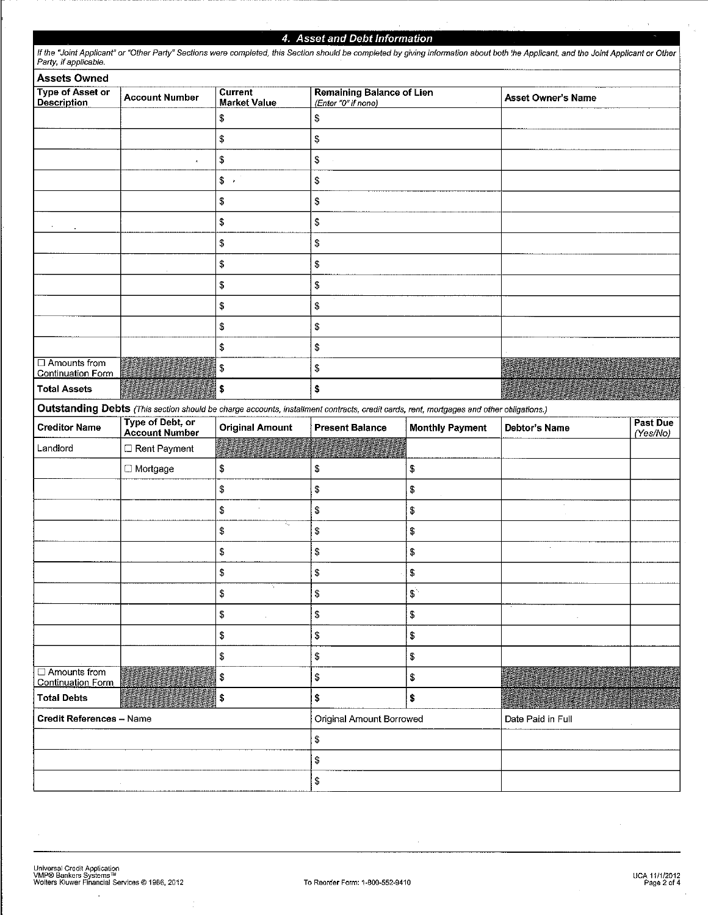## 4. Asset and Debt Information

*If the "Joint Applicant" or "Other Party" Sections were completed, this Section should be completed by giving information about both the Applicant, and the Joint Applicant or Other Party, if applicable.*

### Assets Owned

| Type of Asset or Description | Account Number | Current Market Value | Remaining Balance of Lien (*Enter "0" if none*) | Asset Owner's Name |
|---|---|---|---|---|
| | | $ | $ | |
| | | $ | $ | |
| | | $ | $ | |
| | | $ | $ | |
| | | $ | $ | |
| | | $ | $ | |
| | | $ | $ | |
| | | $ | $ | |
| | | $ | $ | |
| | | $ | $ | |
| | | $ | $ | |
| | | $ | $ | |
| ☐ Amounts from Continuation Form | | $ | $ | |
| **Total Assets** | | **$** | **$** | |

### Outstanding Debts *(This section should be charge accounts, installment contracts, credit cards, rent, mortgages and other obligations.)*

| Creditor Name | Type of Debt, or Account Number | Original Amount | Present Balance | Monthly Payment | Debtor's Name | Past Due (*Yes/No*) |
|---|---|---|---|---|---|---|
| Landlord | ☐ Rent Payment | | | | | |
| | ☐ Mortgage | $ | $ | $ | | |
| | | $ | $ | $ | | |
| | | $ | $ | $ | | |
| | | $ | $ | $ | | |
| | | $ | $ | $ | | |
| | | $ | $ | $ | | |
| | | $ | $ | $ | | |
| | | $ | $ | $ | | |
| | | $ | $ | $ | | |
| | | $ | $ | $ | | |
| ☐ Amounts from Continuation Form | | $ | $ | $ | | |
| **Total Debts** | | **$** | **$** | **$** | | |

| Credit References – Name | Original Amount Borrowed | Date Paid in Full |
|---|---|---|
| | $ | |
| | $ | |
| | $ | |

Universal Credit Application
VMP® Bankers Systems™
Wolters Kluwer Financial Services © 1986, 2012

To Reorder Form: 1-800-552-9410

UCA 11/1/2012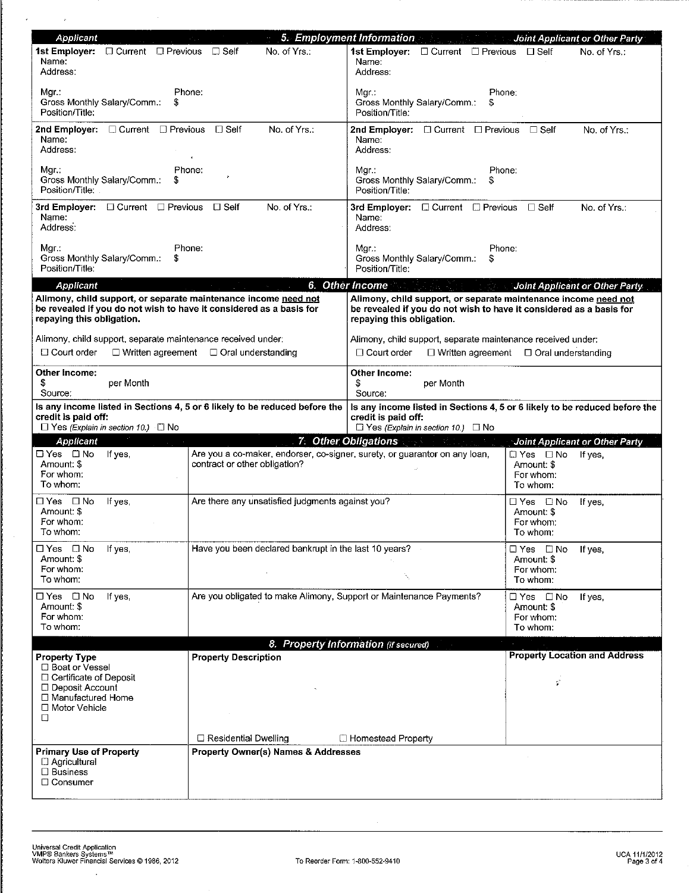## 5. Employment Information

| Applicant | Joint Applicant or Other Party |
|---|---|
| **1st Employer:** ☐ Current ☐ Previous ☐ Self No. of Yrs.:<br>Name:<br>Address:<br><br>Mgr.: Phone:<br>Gross Monthly Salary/Comm.: $<br>Position/Title: | **1st Employer:** ☐ Current ☐ Previous ☐ Self No. of Yrs.:<br>Name:<br>Address:<br><br>Mgr.: Phone:<br>Gross Monthly Salary/Comm.: $<br>Position/Title: |
| **2nd Employer:** ☐ Current ☐ Previous ☐ Self No. of Yrs.:<br>Name:<br>Address:<br><br>Mgr.: Phone:<br>Gross Monthly Salary/Comm.: $<br>Position/Title: | **2nd Employer:** ☐ Current ☐ Previous ☐ Self No. of Yrs.:<br>Name:<br>Address:<br><br>Mgr.: Phone:<br>Gross Monthly Salary/Comm.: $<br>Position/Title: |
| **3rd Employer:** ☐ Current ☐ Previous ☐ Self No. of Yrs.:<br>Name:<br>Address:<br><br>Mgr.: Phone:<br>Gross Monthly Salary/Comm.: $<br>Position/Title: | **3rd Employer:** ☐ Current ☐ Previous ☐ Self No. of Yrs.:<br>Name:<br>Address:<br><br>Mgr.: Phone:<br>Gross Monthly Salary/Comm.: $<br>Position/Title: |

## 6. Other Income

| Applicant | Joint Applicant or Other Party |
|---|---|
| **Alimony, child support, or separate maintenance income need not be revealed if you do not wish to have it considered as a basis for repaying this obligation.**<br><br>Alimony, child support, separate maintenance received under:<br>☐ Court order ☐ Written agreement ☐ Oral understanding | **Alimony, child support, or separate maintenance income need not be revealed if you do not wish to have it considered as a basis for repaying this obligation.**<br><br>Alimony, child support, separate maintenance received under:<br>☐ Court order ☐ Written agreement ☐ Oral understanding |
| **Other Income:**<br>$ per Month<br>Source: | **Other Income:**<br>$ per Month<br>Source: |
| **Is any income listed in Sections 4, 5 or 6 likely to be reduced before the credit is paid off:**<br>☐ Yes *(Explain in section 10.)* ☐ No | **Is any income listed in Sections 4, 5 or 6 likely to be reduced before the credit is paid off:**<br>☐ Yes *(Explain in section 10.)* ☐ No |

## 7. Other Obligations

| Applicant | | Joint Applicant or Other Party |
|---|---|---|
| ☐ Yes ☐ No If yes,<br>Amount: $<br>For whom:<br>To whom: | Are you a co-maker, endorser, co-signer, surety, or guarantor on any loan, contract or other obligation? | ☐ Yes ☐ No If yes,<br>Amount: $<br>For whom:<br>To whom: |
| ☐ Yes ☐ No If yes,<br>Amount: $<br>For whom:<br>To whom: | Are there any unsatisfied judgments against you? | ☐ Yes ☐ No If yes,<br>Amount: $<br>For whom:<br>To whom: |
| ☐ Yes ☐ No If yes,<br>Amount: $<br>For whom:<br>To whom: | Have you been declared bankrupt in the last 10 years? | ☐ Yes ☐ No If yes,<br>Amount: $<br>For whom:<br>To whom: |
| ☐ Yes ☐ No If yes,<br>Amount: $<br>For whom:<br>To whom: | Are you obligated to make Alimony, Support or Maintenance Payments? | ☐ Yes ☐ No If yes,<br>Amount: $<br>For whom:<br>To whom: |

## 8. Property Information *(if secured)*

| Property Type | Property Description | Property Location and Address |
|---|---|---|
| ☐ Boat or Vessel<br>☐ Certificate of Deposit<br>☐ Deposit Account<br>☐ Manufactured Home<br>☐ Motor Vehicle<br>☐ | <br><br><br><br>☐ Residential Dwelling ☐ Homestead Property | |
| **Primary Use of Property**<br>☐ Agricultural<br>☐ Business<br>☐ Consumer | **Property Owner(s) Names & Addresses** | |

Universal Credit Application
VMP® Bankers Systems™
Wolters Kluwer Financial Services © 1986, 2012

To Reorder Form: 1-800-552-9410

UCA 11/1/2012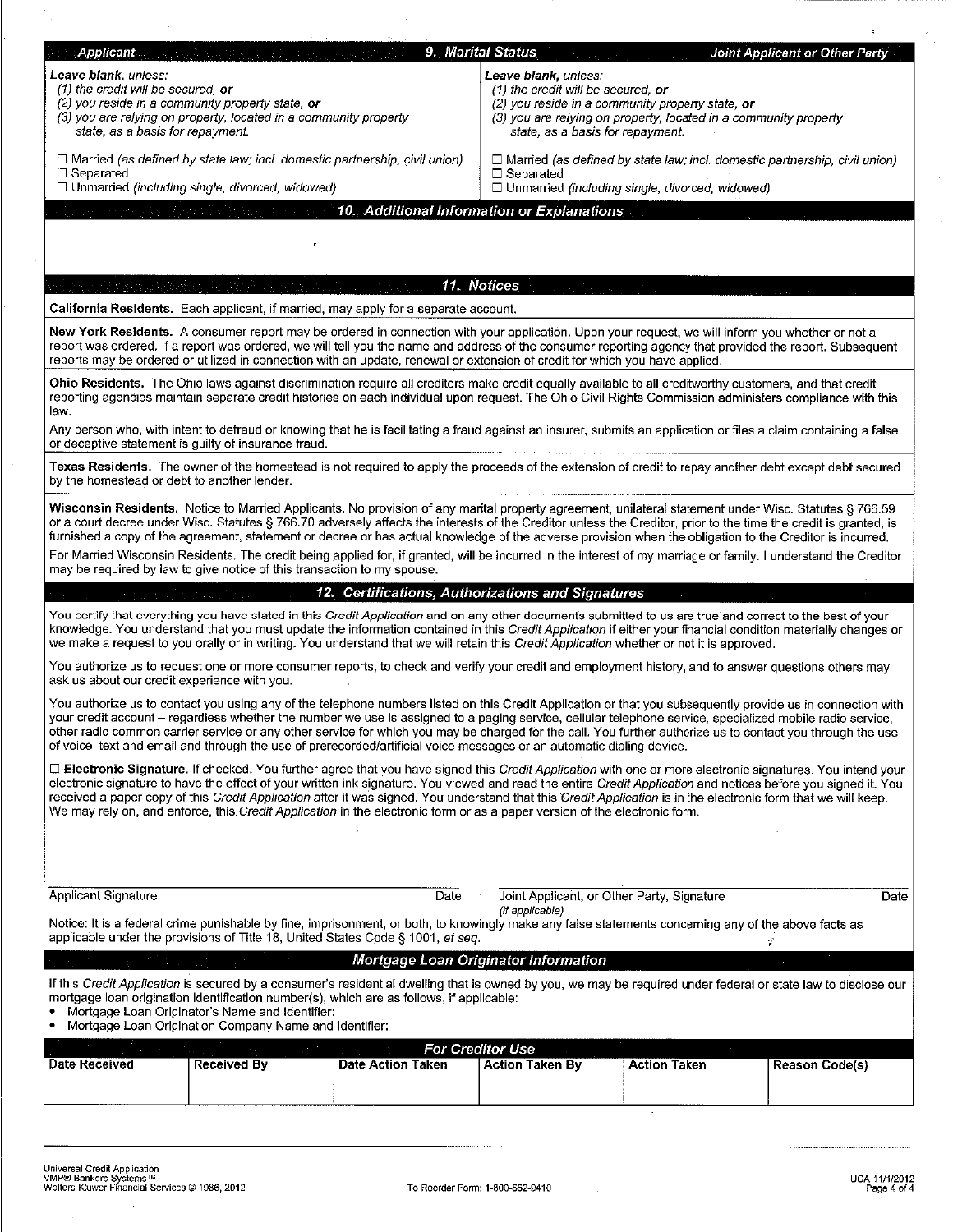## 9. Marital Status

| Applicant | Joint Applicant or Other Party |
| --- | --- |
| *Leave blank, unless:* | *Leave blank, unless:* |
| *(1) the credit will be secured,* ***or*** | *(1) the credit will be secured,* ***or*** |
| *(2) you reside in a community property state,* ***or*** | *(2) you reside in a community property state,* ***or*** |
| *(3) you are relying on property, located in a community property state, as a basis for repayment.* | *(3) you are relying on property, located in a community property state, as a basis for repayment.* |
| ☐ Married *(as defined by state law; incl. domestic partnership, civil union)* | ☐ Married *(as defined by state law; incl. domestic partnership, civil union)* |
| ☐ Separated | ☐ Separated |
| ☐ Unmarried *(including single, divorced, widowed)* | ☐ Unmarried *(including single, divorced, widowed)* |

## 10. Additional Information or Explanations

## 11. Notices

**California Residents.** Each applicant, if married, may apply for a separate account.

**New York Residents.** A consumer report may be ordered in connection with your application. Upon your request, we will inform you whether or not a report was ordered. If a report was ordered, we will tell you the name and address of the consumer reporting agency that provided the report. Subsequent reports may be ordered or utilized in connection with an update, renewal or extension of credit for which you have applied.

**Ohio Residents.** The Ohio laws against discrimination require all creditors make credit equally available to all creditworthy customers, and that credit reporting agencies maintain separate credit histories on each individual upon request. The Ohio Civil Rights Commission administers compliance with this law.

Any person who, with intent to defraud or knowing that he is facilitating a fraud against an insurer, submits an application or files a claim containing a false or deceptive statement is guilty of insurance fraud.

**Texas Residents.** The owner of the homestead is not required to apply the proceeds of the extension of credit to repay another debt except debt secured by the homestead or debt to another lender.

**Wisconsin Residents.** Notice to Married Applicants. No provision of any marital property agreement, unilateral statement under Wisc. Statutes § 766.59 or a court decree under Wisc. Statutes § 766.70 adversely affects the interests of the Creditor unless the Creditor, prior to the time the credit is granted, is furnished a copy of the agreement, statement or decree or has actual knowledge of the adverse provision when the obligation to the Creditor is incurred.

For Married Wisconsin Residents. The credit being applied for, if granted, will be incurred in the interest of my marriage or family. I understand the Creditor may be required by law to give notice of this transaction to my spouse.

## 12. Certifications, Authorizations and Signatures

You certify that everything you have stated in this *Credit Application* and on any other documents submitted to us are true and correct to the best of your knowledge. You understand that you must update the information contained in this *Credit Application* if either your financial condition materially changes or we make a request to you orally or in writing. You understand that we will retain this *Credit Application* whether or not it is approved.

You authorize us to request one or more consumer reports, to check and verify your credit and employment history, and to answer questions others may ask us about our credit experience with you.

You authorize us to contact you using any of the telephone numbers listed on this Credit Application or that you subsequently provide us in connection with your credit account – regardless whether the number we use is assigned to a paging service, cellular telephone service, specialized mobile radio service, other radio common carrier service or any other service for which you may be charged for the call. You further authorize us to contact you through the use of voice, text and email and through the use of prerecorded/artificial voice messages or an automatic dialing device.

☐ **Electronic Signature.** If checked, You further agree that you have signed this *Credit Application* with one or more electronic signatures. You intend your electronic signature to have the effect of your written ink signature. You viewed and read the entire *Credit Application* and notices before you signed it. You received a paper copy of this *Credit Application* after it was signed. You understand that this *Credit Application* is in the electronic form that we will keep. We may rely on, and enforce, this *Credit Application* in the electronic form or as a paper version of the electronic form.

Applicant Signature　　　Date　　　Joint Applicant, or Other Party, Signature *(if applicable)*　　　Date

Notice: It is a federal crime punishable by fine, imprisonment, or both, to knowingly make any false statements concerning any of the above facts as applicable under the provisions of Title 18, United States Code § 1001, *et seq.*

## Mortgage Loan Originator Information

If this *Credit Application* is secured by a consumer's residential dwelling that is owned by you, we may be required under federal or state law to disclose our mortgage loan origination identification number(s), which are as follows, if applicable:

- Mortgage Loan Originator's Name and Identifier:
- Mortgage Loan Origination Company Name and Identifier:

## For Creditor Use

| Date Received | Received By | Date Action Taken | Action Taken By | Action Taken | Reason Code(s) |
| --- | --- | --- | --- | --- | --- |
| | | | | | |

Universal Credit Application
VMP® Bankers Systems™
Wolters Kluwer Financial Services © 1986, 2012

To Reorder Form: 1-800-552-9410

UCA 11/1/2012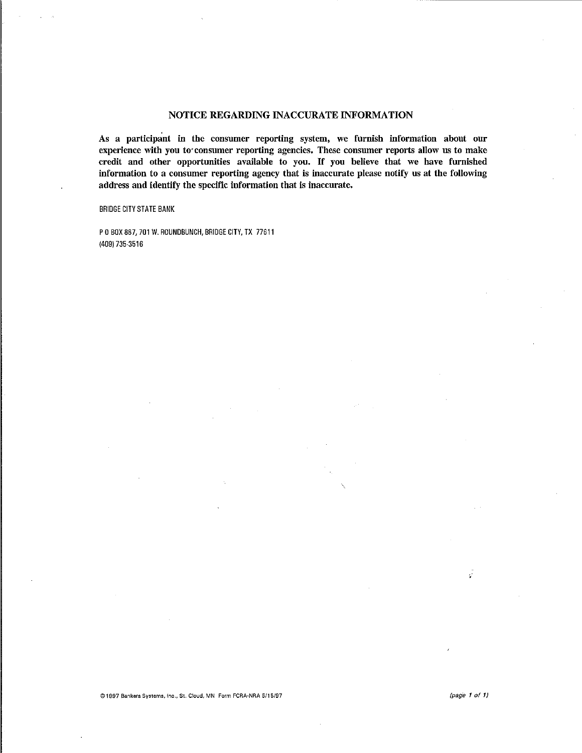## NOTICE REGARDING INACCURATE INFORMATION

**As a participant in the consumer reporting system, we furnish information about our experience with you to consumer reporting agencies. These consumer reports allow us to make credit and other opportunities available to you. If you believe that we have furnished information to a consumer reporting agency that is inaccurate please notify us at the following address and identify the specific information that is inaccurate.**

BRIDGE CITY STATE BANK

P O BOX 887, 701 W. ROUNDBUNCH, BRIDGE CITY, TX 77611
(409) 735-3516

©1997 Bankers Systems, Inc., St. Cloud, MN Form FCRA-NRA 5/15/97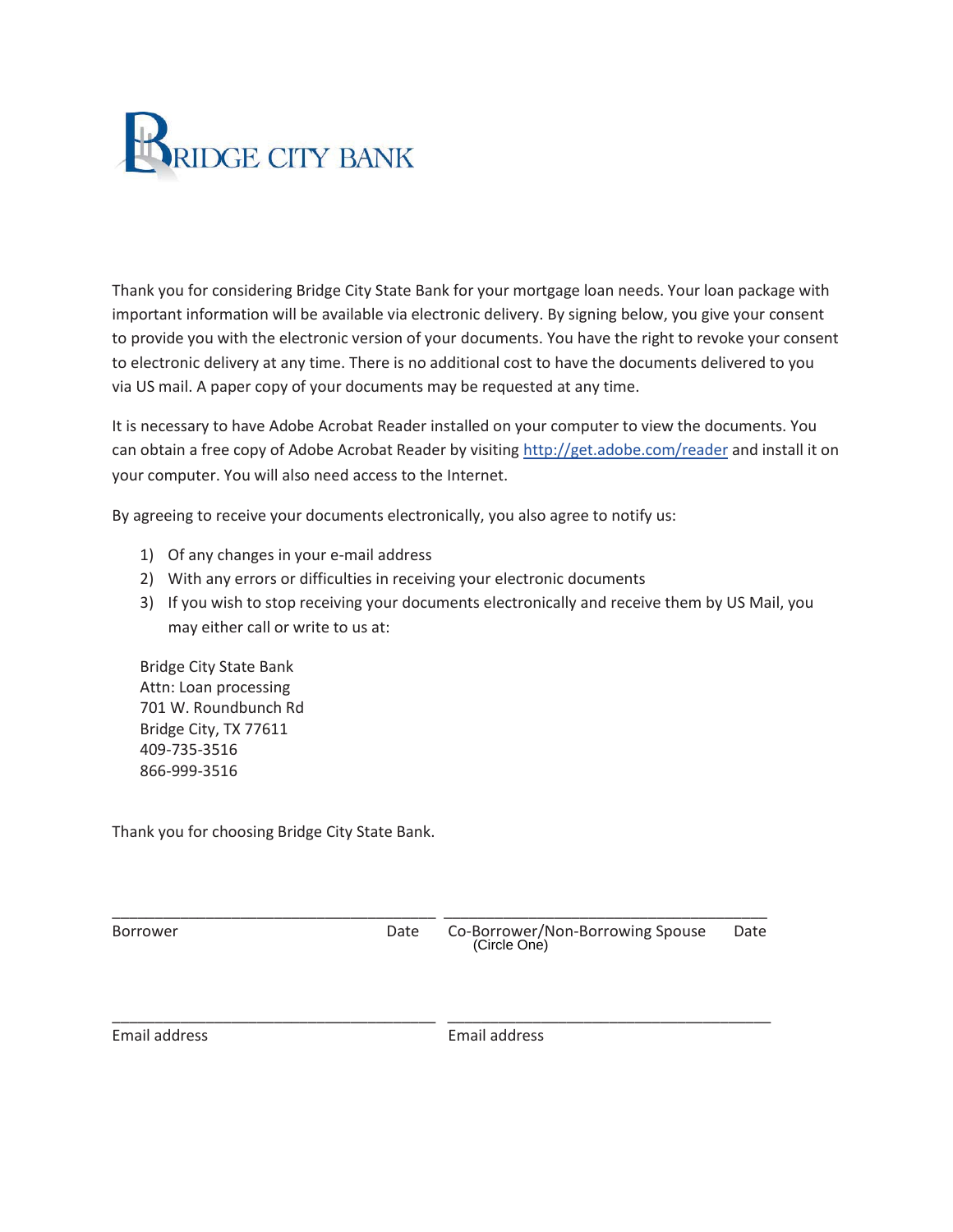BRIDGE CITY BANK

Thank you for considering Bridge City State Bank for your mortgage loan needs. Your loan package with important information will be available via electronic delivery. By signing below, you give your consent to provide you with the electronic version of your documents. You have the right to revoke your consent to electronic delivery at any time. There is no additional cost to have the documents delivered to you via US mail. A paper copy of your documents may be requested at any time.

It is necessary to have Adobe Acrobat Reader installed on your computer to view the documents. You can obtain a free copy of Adobe Acrobat Reader by visiting http://get.adobe.com/reader and install it on your computer. You will also need access to the Internet.

By agreeing to receive your documents electronically, you also agree to notify us:

1) Of any changes in your e-mail address
2) With any errors or difficulties in receiving your electronic documents
3) If you wish to stop receiving your documents electronically and receive them by US Mail, you may either call or write to us at:

Bridge City State Bank
Attn: Loan processing
701 W. Roundbunch Rd
Bridge City, TX 77611
409-735-3516
866-999-3516

Thank you for choosing Bridge City State Bank.

_______________________________________ _______________________________________
Borrower Date Co-Borrower/Non-Borrowing Spouse Date
(Circle One)

_______________________________________ _______________________________________
Email address Email address